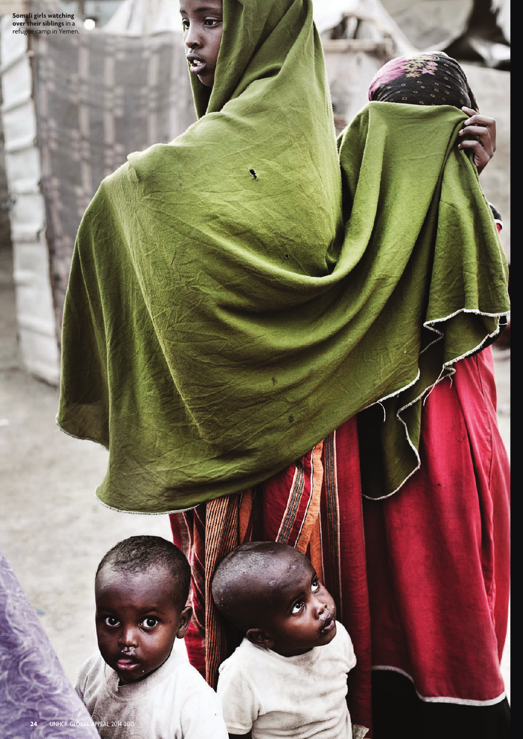**Somali girls watching over their siblings** in a refugee camp in Yemen.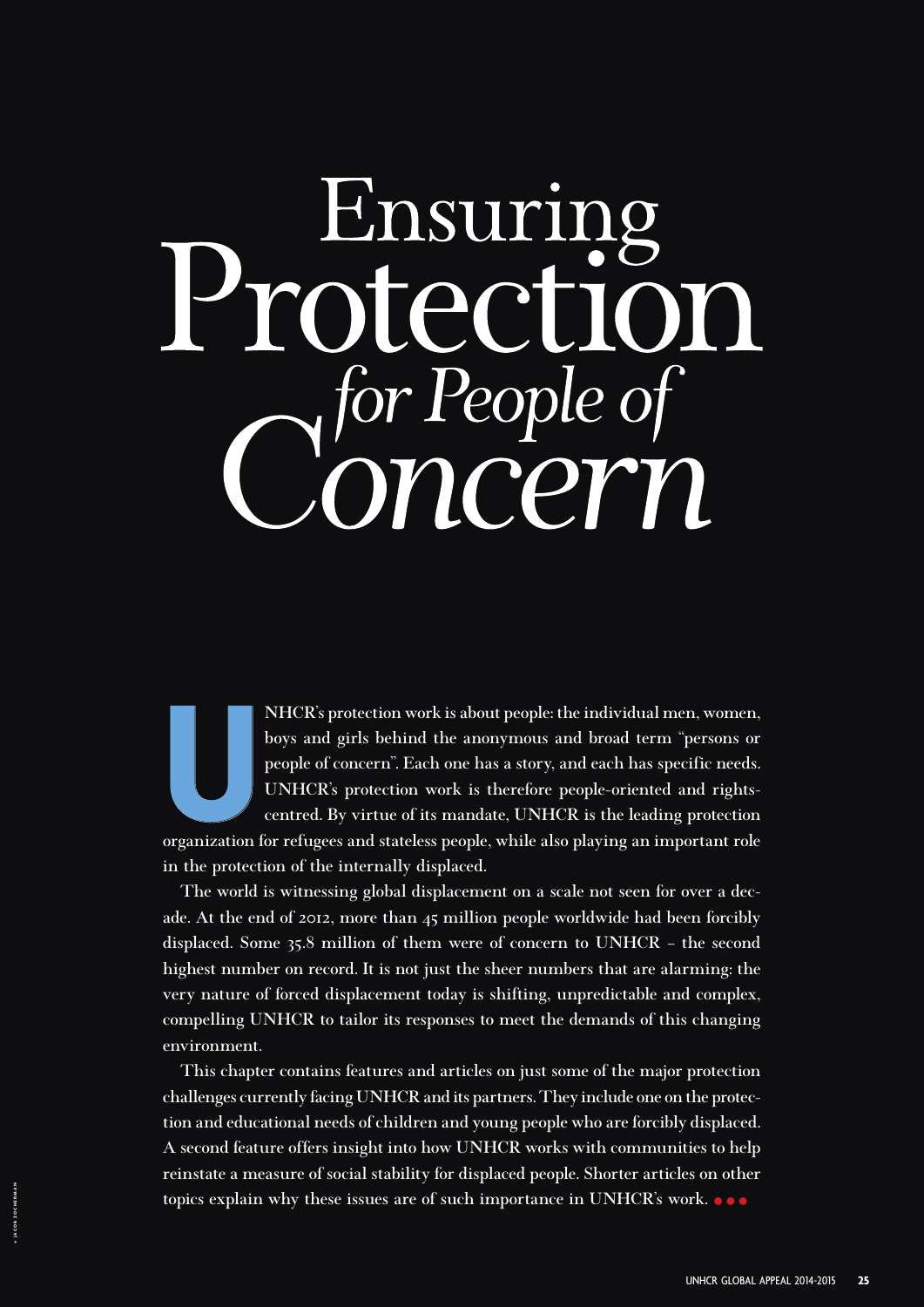# Ensuring Protection *for People of Concern*

UNHCR's protection work is about people: the individual men, women, boys and girls behind the anonymous and broad term "persons or people of concern". Each one has a story, and each has specific needs. UNHCR's protection work is therefore people-oriented and rights-centred. By virtue of its mandate, UNHCR is the leading protection organization for refugees and stateless people, while also playing an important role in the protection of the internally displaced.

The world is witnessing global displacement on a scale not seen for over a decade. At the end of 2012, more than 45 million people worldwide had been forcibly displaced. Some 35.8 million of them were of concern to UNHCR – the second highest number on record. It is not just the sheer numbers that are alarming: the very nature of forced displacement today is shifting, unpredictable and complex, compelling UNHCR to tailor its responses to meet the demands of this changing environment.

This chapter contains features and articles on just some of the major protection challenges currently facing UNHCR and its partners. They include one on the protection and educational needs of children and young people who are forcibly displaced. A second feature offers insight into how UNHCR works with communities to help reinstate a measure of social stability for displaced people. Shorter articles on other topics explain why these issues are of such importance in UNHCR's work.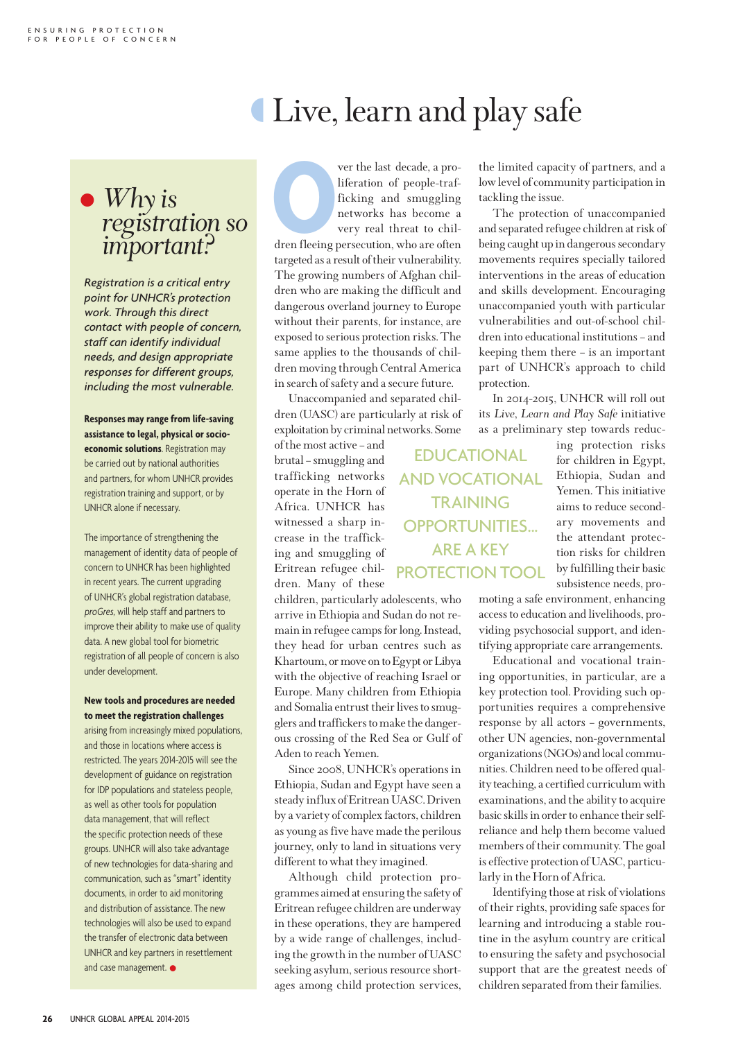# Live, learn and play safe

## Why is registration so important?

*Registration is a critical entry point for UNHCR's protection work. Through this direct contact with people of concern, staff can identify individual needs, and design appropriate responses for different groups, including the most vulnerable.*

**Responses may range from life-saving assistance to legal, physical or socio-economic solutions**. Registration may be carried out by national authorities and partners, for whom UNHCR provides registration training and support, or by UNHCR alone if necessary.

The importance of strengthening the management of identity data of people of concern to UNHCR has been highlighted in recent years. The current upgrading of UNHCR's global registration database, *proGres*, will help staff and partners to improve their ability to make use of quality data. A new global tool for biometric registration of all people of concern is also under development.

**New tools and procedures are needed to meet the registration challenges** arising from increasingly mixed populations, and those in locations where access is restricted. The years 2014-2015 will see the development of guidance on registration for IDP populations and stateless people, as well as other tools for population data management, that will reflect the specific protection needs of these groups. UNHCR will also take advantage of new technologies for data-sharing and communication, such as "smart" identity documents, in order to aid monitoring and distribution of assistance. The new technologies will also be used to expand the transfer of electronic data between UNHCR and key partners in resettlement and case management.

Over the last decade, a proliferation of people-trafficking and smuggling networks has become a very real threat to children fleeing persecution, who are often targeted as a result of their vulnerability. The growing numbers of Afghan children who are making the difficult and dangerous overland journey to Europe without their parents, for instance, are exposed to serious protection risks. The same applies to the thousands of children moving through Central America in search of safety and a secure future.

Unaccompanied and separated children (UASC) are particularly at risk of exploitation by criminal networks. Some of the most active – and brutal – smuggling and trafficking networks operate in the Horn of Africa. UNHCR has witnessed a sharp increase in the trafficking and smuggling of Eritrean refugee children. Many of these children, particularly adolescents, who arrive in Ethiopia and Sudan do not remain in refugee camps for long. Instead, they head for urban centres such as Khartoum, or move on to Egypt or Libya with the objective of reaching Israel or Europe. Many children from Ethiopia and Somalia entrust their lives to smugglers and traffickers to make the dangerous crossing of the Red Sea or Gulf of Aden to reach Yemen.

Since 2008, UNHCR's operations in Ethiopia, Sudan and Egypt have seen a steady influx of Eritrean UASC. Driven by a variety of complex factors, children as young as five have made the perilous journey, only to land in situations very different to what they imagined.

Although child protection programmes aimed at ensuring the safety of Eritrean refugee children are underway in these operations, they are hampered by a wide range of challenges, including the growth in the number of UASC seeking asylum, serious resource shortages among child protection services, the limited capacity of partners, and a low level of community participation in tackling the issue.

The protection of unaccompanied and separated refugee children at risk of being caught up in dangerous secondary movements requires specially tailored interventions in the areas of education and skills development. Encouraging unaccompanied youth with particular vulnerabilities and out-of-school children into educational institutions – and keeping them there – is an important part of UNHCR's approach to child protection.

In 2014-2015, UNHCR will roll out its *Live, Learn and Play Safe* initiative as a preliminary step towards reducing protection risks for children in Egypt, Ethiopia, Sudan and Yemen. This initiative aims to reduce secondary movements and the attendant protection risks for children by fulfilling their basic subsistence needs, promoting a safe environment, enhancing access to education and livelihoods, providing psychosocial support, and identifying appropriate care arrangements.

> EDUCATIONAL AND VOCATIONAL TRAINING OPPORTUNITIES... ARE A KEY PROTECTION TOOL

Educational and vocational training opportunities, in particular, are a key protection tool. Providing such opportunities requires a comprehensive response by all actors – governments, other UN agencies, non-governmental organizations (NGOs) and local communities. Children need to be offered quality teaching, a certified curriculum with examinations, and the ability to acquire basic skills in order to enhance their self-reliance and help them become valued members of their community. The goal is effective protection of UASC, particularly in the Horn of Africa.

Identifying those at risk of violations of their rights, providing safe spaces for learning and introducing a stable routine in the asylum country are critical to ensuring the safety and psychosocial support that are the greatest needs of children separated from their families.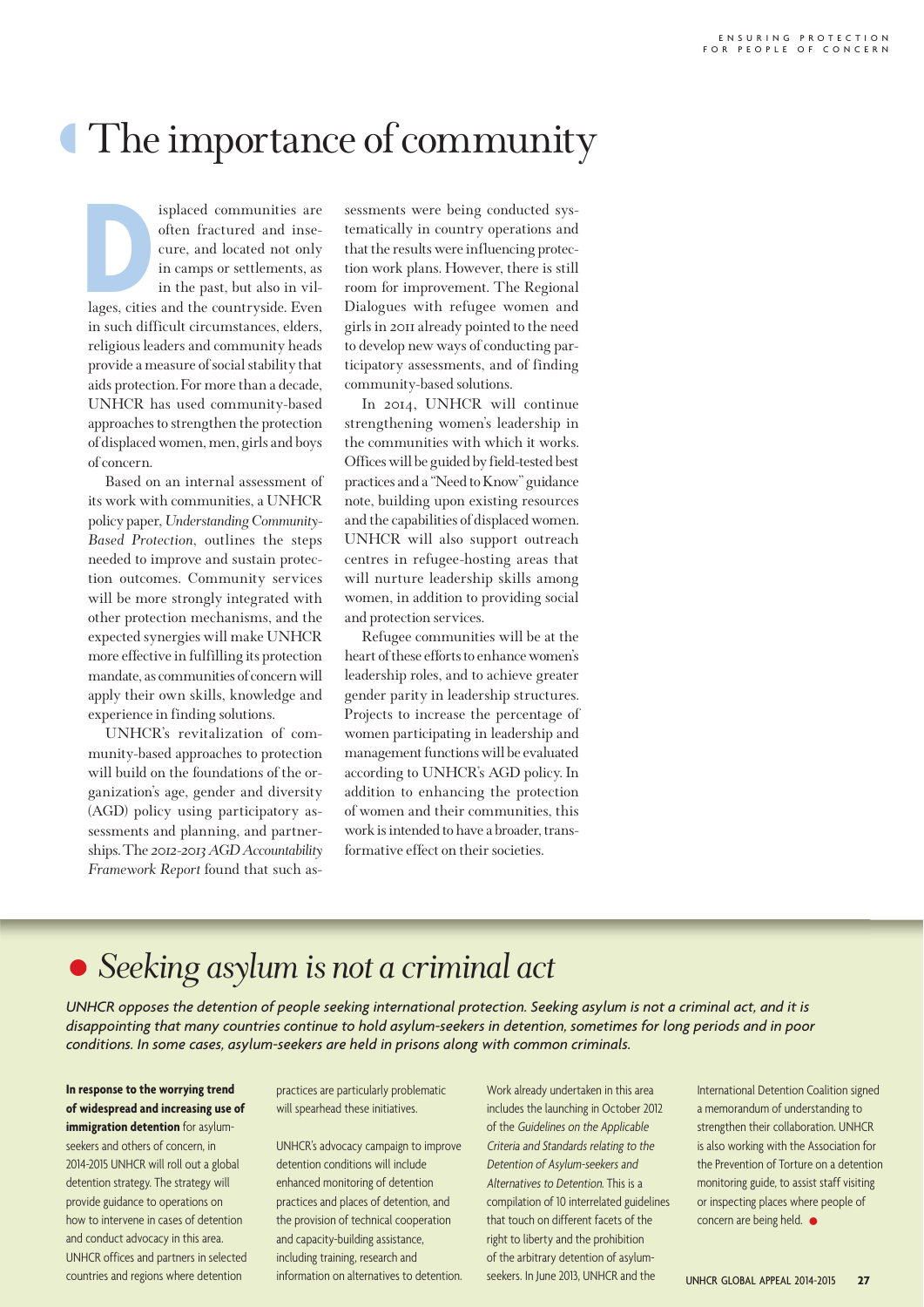# The importance of community

Displaced communities are often fractured and insecure, and located not only in camps or settlements, as in the past, but also in villages, cities and the countryside. Even in such difficult circumstances, elders, religious leaders and community heads provide a measure of social stability that aids protection. For more than a decade, UNHCR has used community-based approaches to strengthen the protection of displaced women, men, girls and boys of concern.

Based on an internal assessment of its work with communities, a UNHCR policy paper, *Understanding Community-Based Protection*, outlines the steps needed to improve and sustain protection outcomes. Community services will be more strongly integrated with other protection mechanisms, and the expected synergies will make UNHCR more effective in fulfilling its protection mandate, as communities of concern will apply their own skills, knowledge and experience in finding solutions.

UNHCR's revitalization of community-based approaches to protection will build on the foundations of the organization's age, gender and diversity (AGD) policy using participatory assessments and planning, and partnerships. The *2012-2013 AGD Accountability Framework Report* found that such assessments were being conducted systematically in country operations and that the results were influencing protection work plans. However, there is still room for improvement. The Regional Dialogues with refugee women and girls in 2011 already pointed to the need to develop new ways of conducting participatory assessments, and of finding community-based solutions.

In 2014, UNHCR will continue strengthening women's leadership in the communities with which it works. Offices will be guided by field-tested best practices and a "Need to Know" guidance note, building upon existing resources and the capabilities of displaced women. UNHCR will also support outreach centres in refugee-hosting areas that will nurture leadership skills among women, in addition to providing social and protection services.

Refugee communities will be at the heart of these efforts to enhance women's leadership roles, and to achieve greater gender parity in leadership structures. Projects to increase the percentage of women participating in leadership and management functions will be evaluated according to UNHCR's AGD policy. In addition to enhancing the protection of women and their communities, this work is intended to have a broader, transformative effect on their societies.

## *Seeking asylum is not a criminal act*

*UNHCR opposes the detention of people seeking international protection. Seeking asylum is not a criminal act, and it is disappointing that many countries continue to hold asylum-seekers in detention, sometimes for long periods and in poor conditions. In some cases, asylum-seekers are held in prisons along with common criminals.*

**In response to the worrying trend of widespread and increasing use of immigration detention** for asylum-seekers and others of concern, in 2014-2015 UNHCR will roll out a global detention strategy. The strategy will provide guidance to operations on how to intervene in cases of detention and conduct advocacy in this area. UNHCR offices and partners in selected countries and regions where detention practices are particularly problematic will spearhead these initiatives.

UNHCR's advocacy campaign to improve detention conditions will include enhanced monitoring of detention practices and places of detention, and the provision of technical cooperation and capacity-building assistance, including training, research and information on alternatives to detention.

Work already undertaken in this area includes the launching in October 2012 of the *Guidelines on the Applicable Criteria and Standards relating to the Detention of Asylum-seekers and Alternatives to Detention*. This is a compilation of 10 interrelated guidelines that touch on different facets of the right to liberty and the prohibition of the arbitrary detention of asylum-seekers. In June 2013, UNHCR and the International Detention Coalition signed a memorandum of understanding to strengthen their collaboration. UNHCR is also working with the Association for the Prevention of Torture on a detention monitoring guide, to assist staff visiting or inspecting places where people of concern are being held.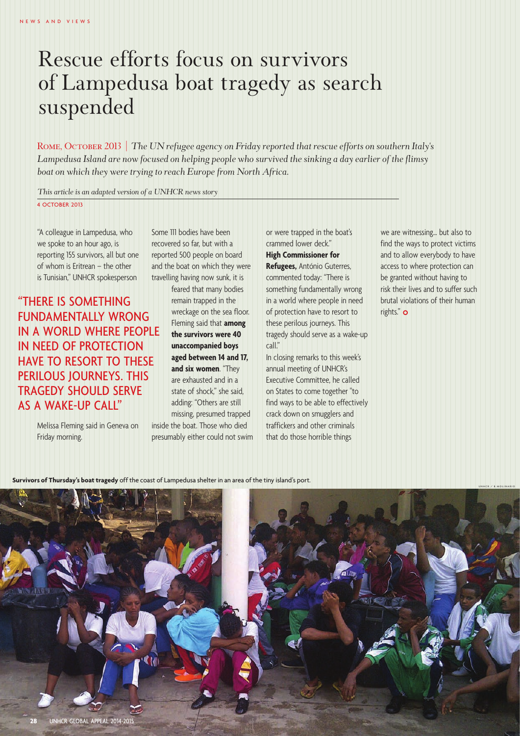NEWS AND VIEWS

# Rescue efforts focus on survivors of Lampedusa boat tragedy as search suspended

ROME, OCTOBER 2013 | *The UN refugee agency on Friday reported that rescue efforts on southern Italy's Lampedusa Island are now focused on helping people who survived the sinking a day earlier of the flimsy boat on which they were trying to reach Europe from North Africa.*

*This article is an adapted version of a UNHCR news story*

4 OCTOBER 2013

"A colleague in Lampedusa, who we spoke to an hour ago, is reporting 155 survivors, all but one of whom is Eritrean – the other is Tunisian," UNHCR spokesperson Melissa Fleming said in Geneva on Friday morning.

"THERE IS SOMETHING FUNDAMENTALLY WRONG IN A WORLD WHERE PEOPLE IN NEED OF PROTECTION HAVE TO RESORT TO THESE PERILOUS JOURNEYS. THIS TRAGEDY SHOULD SERVE AS A WAKE-UP CALL"

Some 111 bodies have been recovered so far, but with a reported 500 people on board and the boat on which they were travelling having now sunk, it is feared that many bodies remain trapped in the wreckage on the sea floor. Fleming said that **among the survivors were 40 unaccompanied boys aged between 14 and 17, and six women**. "They are exhausted and in a state of shock," she said, adding: "Others are still missing, presumed trapped inside the boat. Those who died presumably either could not swim or were trapped in the boat's crammed lower deck."

**High Commissioner for Refugees,** António Guterres, commented today: "There is something fundamentally wrong in a world where people in need of protection have to resort to these perilous journeys. This tragedy should serve as a wake-up call."

In closing remarks to this week's annual meeting of UNHCR's Executive Committee, he called on States to come together "to find ways to be able to effectively crack down on smugglers and traffickers and other criminals that do those horrible things we are witnessing… but also to find the ways to protect victims and to allow everybody to have access to where protection can be granted without having to risk their lives and to suffer such brutal violations of their human rights."

**Survivors of Thursday's boat tragedy** off the coast of Lampedusa shelter in an area of the tiny island's port.

UNHCR / B MOLINARIO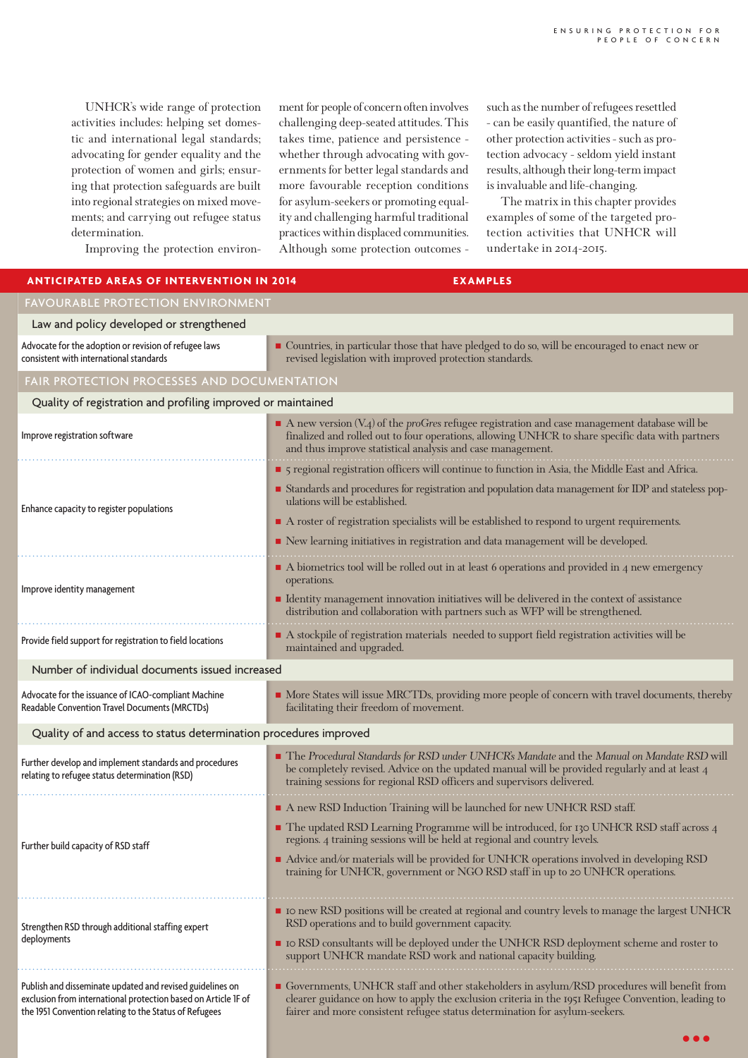UNHCR's wide range of protection activities includes: helping set domestic and international legal standards; advocating for gender equality and the protection of women and girls; ensuring that protection safeguards are built into regional strategies on mixed movements; and carrying out refugee status determination.

Improving the protection environment for people of concern often involves challenging deep-seated attitudes. This takes time, patience and persistence - whether through advocating with governments for better legal standards and more favourable reception conditions for asylum-seekers or promoting equality and challenging harmful traditional practices within displaced communities. Although some protection outcomes - such as the number of refugees resettled - can be easily quantified, the nature of other protection activities - such as protection advocacy - seldom yield instant results, although their long-term impact is invaluable and life-changing.

The matrix in this chapter provides examples of some of the targeted protection activities that UNHCR will undertake in 2014-2015.

| ANTICIPATED AREAS OF INTERVENTION IN 2014 | EXAMPLES |
|---|---|
| **FAVOURABLE PROTECTION ENVIRONMENT** | |
| **Law and policy developed or strengthened** | |
| Advocate for the adoption or revision of refugee laws consistent with international standards | ■ Countries, in particular those that have pledged to do so, will be encouraged to enact new or revised legislation with improved protection standards. |
| **FAIR PROTECTION PROCESSES AND DOCUMENTATION** | |
| **Quality of registration and profiling improved or maintained** | |
| Improve registration software | ■ A new version (V.4) of the *proGres* refugee registration and case management database will be finalized and rolled out to four operations, allowing UNHCR to share specific data with partners and thus improve statistical analysis and case management. |
| Enhance capacity to register populations | ■ 5 regional registration officers will continue to function in Asia, the Middle East and Africa.<br>■ Standards and procedures for registration and population data management for IDP and stateless populations will be established.<br>■ A roster of registration specialists will be established to respond to urgent requirements.<br>■ New learning initiatives in registration and data management will be developed. |
| Improve identity management | ■ A biometrics tool will be rolled out in at least 6 operations and provided in 4 new emergency operations.<br>■ Identity management innovation initiatives will be delivered in the context of assistance distribution and collaboration with partners such as WFP will be strengthened. |
| Provide field support for registration to field locations | ■ A stockpile of registration materials needed to support field registration activities will be maintained and upgraded. |
| **Number of individual documents issued increased** | |
| Advocate for the issuance of ICAO-compliant Machine Readable Convention Travel Documents (MRCTDs) | ■ More States will issue MRCTDs, providing more people of concern with travel documents, thereby facilitating their freedom of movement. |
| **Quality of and access to status determination procedures improved** | |
| Further develop and implement standards and procedures relating to refugee status determination (RSD) | ■ The *Procedural Standards for RSD under UNHCR's Mandate* and the *Manual on Mandate RSD* will be completely revised. Advice on the updated manual will be provided regularly and at least 4 training sessions for regional RSD officers and supervisors delivered. |
| Further build capacity of RSD staff | ■ A new RSD Induction Training will be launched for new UNHCR RSD staff.<br>■ The updated RSD Learning Programme will be introduced, for 130 UNHCR RSD staff across 4 regions. 4 training sessions will be held at regional and country levels.<br>■ Advice and/or materials will be provided for UNHCR operations involved in developing RSD training for UNHCR, government or NGO RSD staff in up to 20 UNHCR operations. |
| Strengthen RSD through additional staffing expert deployments | ■ 10 new RSD positions will be created at regional and country levels to manage the largest UNHCR RSD operations and to build government capacity.<br>■ 10 RSD consultants will be deployed under the UNHCR RSD deployment scheme and roster to support UNHCR mandate RSD work and national capacity building. |
| Publish and disseminate updated and revised guidelines on exclusion from international protection based on Article 1F of the 1951 Convention relating to the Status of Refugees | ■ Governments, UNHCR staff and other stakeholders in asylum/RSD procedures will benefit from clearer guidance on how to apply the exclusion criteria in the 1951 Refugee Convention, leading to fairer and more consistent refugee status determination for asylum-seekers. |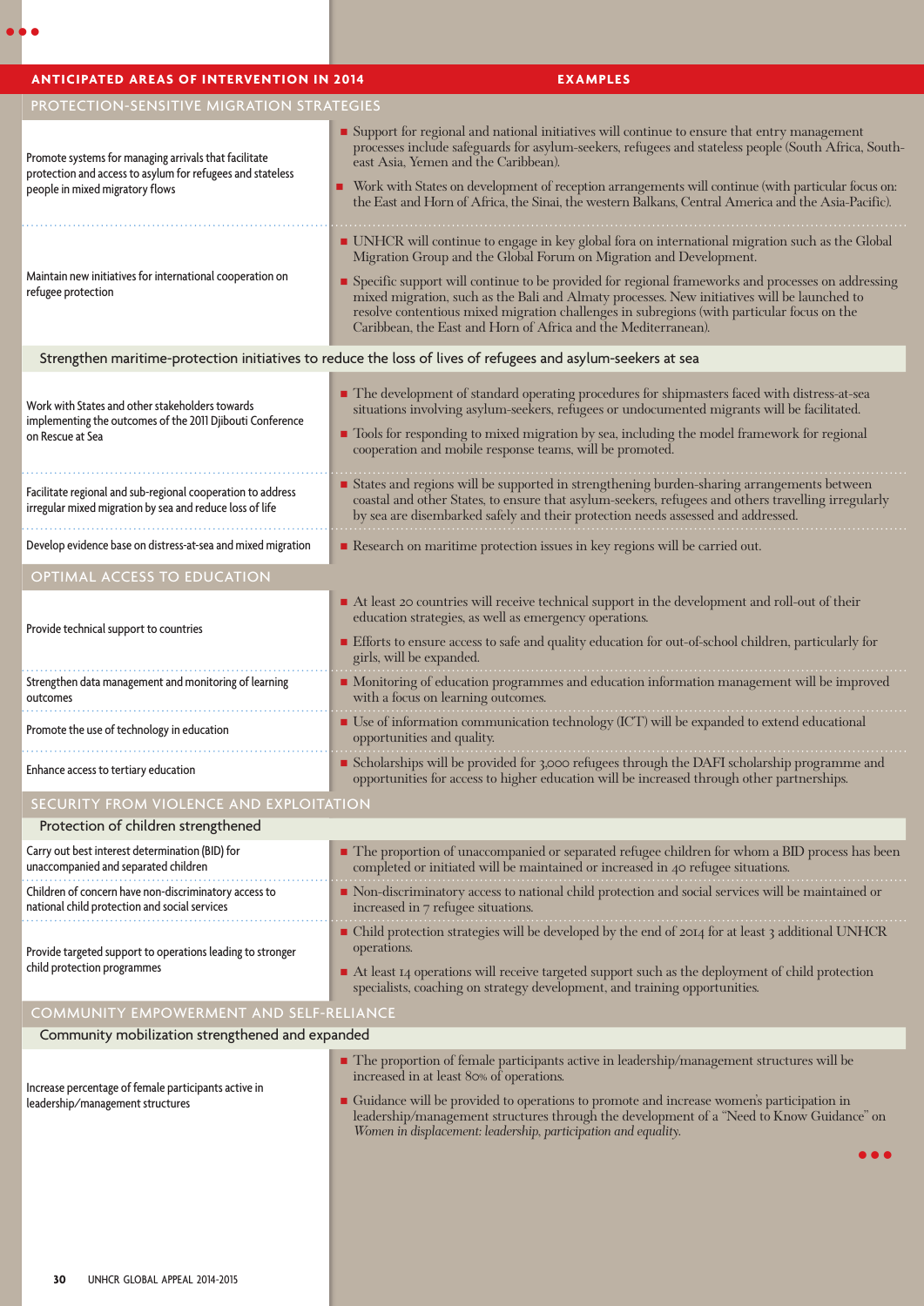| ANTICIPATED AREAS OF INTERVENTION IN 2014 | EXAMPLES |
|---|---|
| **PROTECTION-SENSITIVE MIGRATION STRATEGIES** | |
| Promote systems for managing arrivals that facilitate protection and access to asylum for refugees and stateless people in mixed migratory flows | ■ Support for regional and national initiatives will continue to ensure that entry management processes include safeguards for asylum-seekers, refugees and stateless people (South Africa, South-east Asia, Yemen and the Caribbean).<br>■ Work with States on development of reception arrangements will continue (with particular focus on: the East and Horn of Africa, the Sinai, the western Balkans, Central America and the Asia-Pacific). |
| Maintain new initiatives for international cooperation on refugee protection | ■ UNHCR will continue to engage in key global fora on international migration such as the Global Migration Group and the Global Forum on Migration and Development.<br>■ Specific support will continue to be provided for regional frameworks and processes on addressing mixed migration, such as the Bali and Almaty processes. New initiatives will be launched to resolve contentious mixed migration challenges in subregions (with particular focus on the Caribbean, the East and Horn of Africa and the Mediterranean). |
| **Strengthen maritime-protection initiatives to reduce the loss of lives of refugees and asylum-seekers at sea** | |
| Work with States and other stakeholders towards implementing the outcomes of the 2011 Djibouti Conference on Rescue at Sea | ■ The development of standard operating procedures for shipmasters faced with distress-at-sea situations involving asylum-seekers, refugees or undocumented migrants will be facilitated.<br>■ Tools for responding to mixed migration by sea, including the model framework for regional cooperation and mobile response teams, will be promoted. |
| Facilitate regional and sub-regional cooperation to address irregular mixed migration by sea and reduce loss of life | ■ States and regions will be supported in strengthening burden-sharing arrangements between coastal and other States, to ensure that asylum-seekers, refugees and others travelling irregularly by sea are disembarked safely and their protection needs assessed and addressed. |
| Develop evidence base on distress-at-sea and mixed migration | ■ Research on maritime protection issues in key regions will be carried out. |
| **OPTIMAL ACCESS TO EDUCATION** | |
| Provide technical support to countries | ■ At least 20 countries will receive technical support in the development and roll-out of their education strategies, as well as emergency operations.<br>■ Efforts to ensure access to safe and quality education for out-of-school children, particularly for girls, will be expanded. |
| Strengthen data management and monitoring of learning outcomes | ■ Monitoring of education programmes and education information management will be improved with a focus on learning outcomes. |
| Promote the use of technology in education | ■ Use of information communication technology (ICT) will be expanded to extend educational opportunities and quality. |
| Enhance access to tertiary education | ■ Scholarships will be provided for 3,000 refugees through the DAFI scholarship programme and opportunities for access to higher education will be increased through other partnerships. |
| **SECURITY FROM VIOLENCE AND EXPLOITATION** | |
| **Protection of children strengthened** | |
| Carry out best interest determination (BID) for unaccompanied and separated children | ■ The proportion of unaccompanied or separated refugee children for whom a BID process has been completed or initiated will be maintained or increased in 40 refugee situations. |
| Children of concern have non-discriminatory access to national child protection and social services | ■ Non-discriminatory access to national child protection and social services will be maintained or increased in 7 refugee situations. |
| Provide targeted support to operations leading to stronger child protection programmes | ■ Child protection strategies will be developed by the end of 2014 for at least 3 additional UNHCR operations.<br>■ At least 14 operations will receive targeted support such as the deployment of child protection specialists, coaching on strategy development, and training opportunities. |
| **COMMUNITY EMPOWERMENT AND SELF-RELIANCE** | |
| **Community mobilization strengthened and expanded** | |
| Increase percentage of female participants active in leadership/management structures | ■ The proportion of female participants active in leadership/management structures will be increased in at least 80% of operations.<br>■ Guidance will be provided to operations to promote and increase women's participation in leadership/management structures through the development of a "Need to Know Guidance" on *Women in displacement: leadership, participation and equality.* |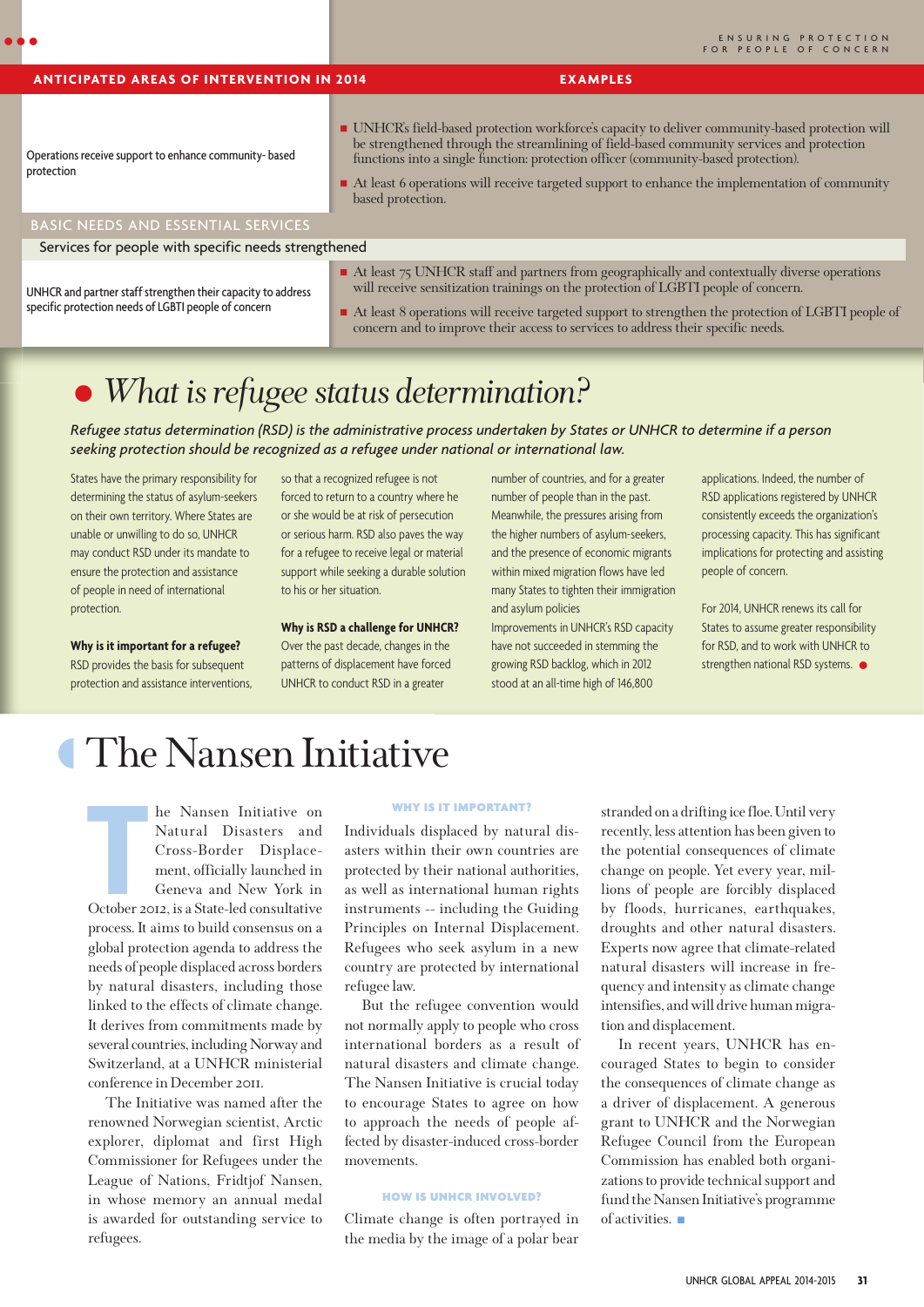| ANTICIPATED AREAS OF INTERVENTION IN 2014 | EXAMPLES |
|---|---|
| Operations receive support to enhance community- based protection | ■ UNHCR's field-based protection workforce's capacity to deliver community-based protection will be strengthened through the streamlining of field-based community services and protection functions into a single function: protection officer (community-based protection).<br>■ At least 6 operations will receive targeted support to enhance the implementation of community based protection. |
| **BASIC NEEDS AND ESSENTIAL SERVICES** | |
| **Services for people with specific needs strengthened** | |
| UNHCR and partner staff strengthen their capacity to address specific protection needs of LGBTI people of concern | ■ At least 75 UNHCR staff and partners from geographically and contextually diverse operations will receive sensitization trainings on the protection of LGBTI people of concern.<br>■ At least 8 operations will receive targeted support to strengthen the protection of LGBTI people of concern and to improve their access to services to address their specific needs. |

## *What is refugee status determination?*

*Refugee status determination (RSD) is the administrative process undertaken by States or UNHCR to determine if a person seeking protection should be recognized as a refugee under national or international law.*

States have the primary responsibility for determining the status of asylum-seekers on their own territory. Where States are unable or unwilling to do so, UNHCR may conduct RSD under its mandate to ensure the protection and assistance of people in need of international protection.

**Why is it important for a refugee?**
RSD provides the basis for subsequent protection and assistance interventions, so that a recognized refugee is not forced to return to a country where he or she would be at risk of persecution or serious harm. RSD also paves the way for a refugee to receive legal or material support while seeking a durable solution to his or her situation.

**Why is RSD a challenge for UNHCR?**
Over the past decade, changes in the patterns of displacement have forced UNHCR to conduct RSD in a greater number of countries, and for a greater number of people than in the past. Meanwhile, the pressures arising from the higher numbers of asylum-seekers, and the presence of economic migrants within mixed migration flows have led many States to tighten their immigration and asylum policies

Improvements in UNHCR's RSD capacity have not succeeded in stemming the growing RSD backlog, which in 2012 stood at an all-time high of 146,800 applications. Indeed, the number of RSD applications registered by UNHCR consistently exceeds the organization's processing capacity. This has significant implications for protecting and assisting people of concern.

For 2014, UNHCR renews its call for States to assume greater responsibility for RSD, and to work with UNHCR to strengthen national RSD systems.

# The Nansen Initiative

The Nansen Initiative on Natural Disasters and Cross-Border Displacement, officially launched in Geneva and New York in October 2012, is a State-led consultative process. It aims to build consensus on a global protection agenda to address the needs of people displaced across borders by natural disasters, including those linked to the effects of climate change. It derives from commitments made by several countries, including Norway and Switzerland, at a UNHCR ministerial conference in December 2011.

The Initiative was named after the renowned Norwegian scientist, Arctic explorer, diplomat and first High Commissioner for Refugees under the League of Nations, Fridtjof Nansen, in whose memory an annual medal is awarded for outstanding service to refugees.

### WHY IS IT IMPORTANT?

Individuals displaced by natural disasters within their own countries are protected by their national authorities, as well as international human rights instruments -- including the Guiding Principles on Internal Displacement. Refugees who seek asylum in a new country are protected by international refugee law.

But the refugee convention would not normally apply to people who cross international borders as a result of natural disasters and climate change. The Nansen Initiative is crucial today to encourage States to agree on how to approach the needs of people affected by disaster-induced cross-border movements.

### HOW IS UNHCR INVOLVED?

Climate change is often portrayed in the media by the image of a polar bear stranded on a drifting ice floe. Until very recently, less attention has been given to the potential consequences of climate change on people. Yet every year, millions of people are forcibly displaced by floods, hurricanes, earthquakes, droughts and other natural disasters. Experts now agree that climate-related natural disasters will increase in frequency and intensity as climate change intensifies, and will drive human migration and displacement.

In recent years, UNHCR has encouraged States to begin to consider the consequences of climate change as a driver of displacement. A generous grant to UNHCR and the Norwegian Refugee Council from the European Commission has enabled both organizations to provide technical support and fund the Nansen Initiative's programme of activities.